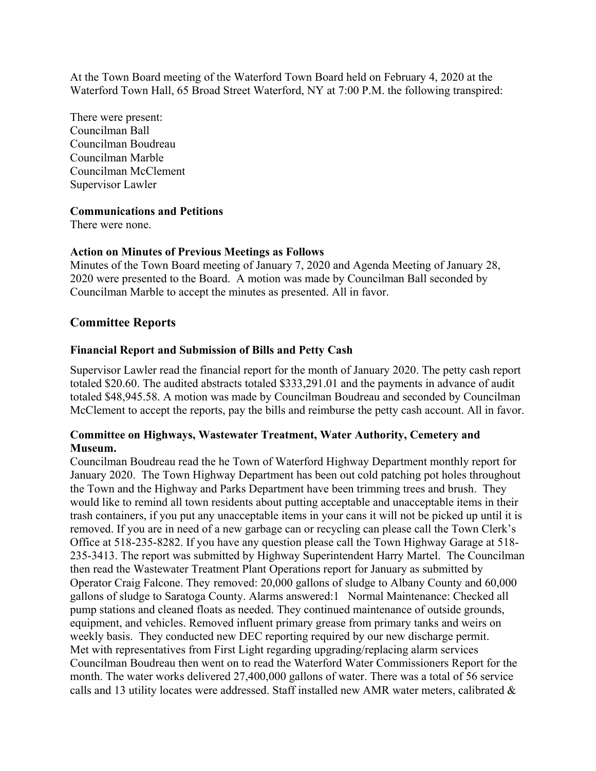At the Town Board meeting of the Waterford Town Board held on February 4, 2020 at the Waterford Town Hall, 65 Broad Street Waterford, NY at 7:00 P.M. the following transpired:

There were present:
Councilman Ball
Councilman Boudreau
Councilman Marble
Councilman McClement
Supervisor Lawler

**Communications and Petitions**
There were none.

**Action on Minutes of Previous Meetings as Follows**
Minutes of the Town Board meeting of January 7, 2020 and Agenda Meeting of January 28, 2020 were presented to the Board. A motion was made by Councilman Ball seconded by Councilman Marble to accept the minutes as presented. All in favor.

## Committee Reports

### Financial Report and Submission of Bills and Petty Cash

Supervisor Lawler read the financial report for the month of January 2020. The petty cash report totaled $20.60. The audited abstracts totaled $333,291.01 and the payments in advance of audit totaled $48,945.58. A motion was made by Councilman Boudreau and seconded by Councilman McClement to accept the reports, pay the bills and reimburse the petty cash account. All in favor.

### Committee on Highways, Wastewater Treatment, Water Authority, Cemetery and Museum.

Councilman Boudreau read the he Town of Waterford Highway Department monthly report for January 2020. The Town Highway Department has been out cold patching pot holes throughout the Town and the Highway and Parks Department have been trimming trees and brush. They would like to remind all town residents about putting acceptable and unacceptable items in their trash containers, if you put any unacceptable items in your cans it will not be picked up until it is removed. If you are in need of a new garbage can or recycling can please call the Town Clerk's Office at 518-235-8282. If you have any question please call the Town Highway Garage at 518-235-3413. The report was submitted by Highway Superintendent Harry Martel. The Councilman then read the Wastewater Treatment Plant Operations report for January as submitted by Operator Craig Falcone. They removed: 20,000 gallons of sludge to Albany County and 60,000 gallons of sludge to Saratoga County. Alarms answered:1 Normal Maintenance: Checked all pump stations and cleaned floats as needed. They continued maintenance of outside grounds, equipment, and vehicles. Removed influent primary grease from primary tanks and weirs on weekly basis. They conducted new DEC reporting required by our new discharge permit. Met with representatives from First Light regarding upgrading/replacing alarm services Councilman Boudreau then went on to read the Waterford Water Commissioners Report for the month. The water works delivered 27,400,000 gallons of water. There was a total of 56 service calls and 13 utility locates were addressed. Staff installed new AMR water meters, calibrated &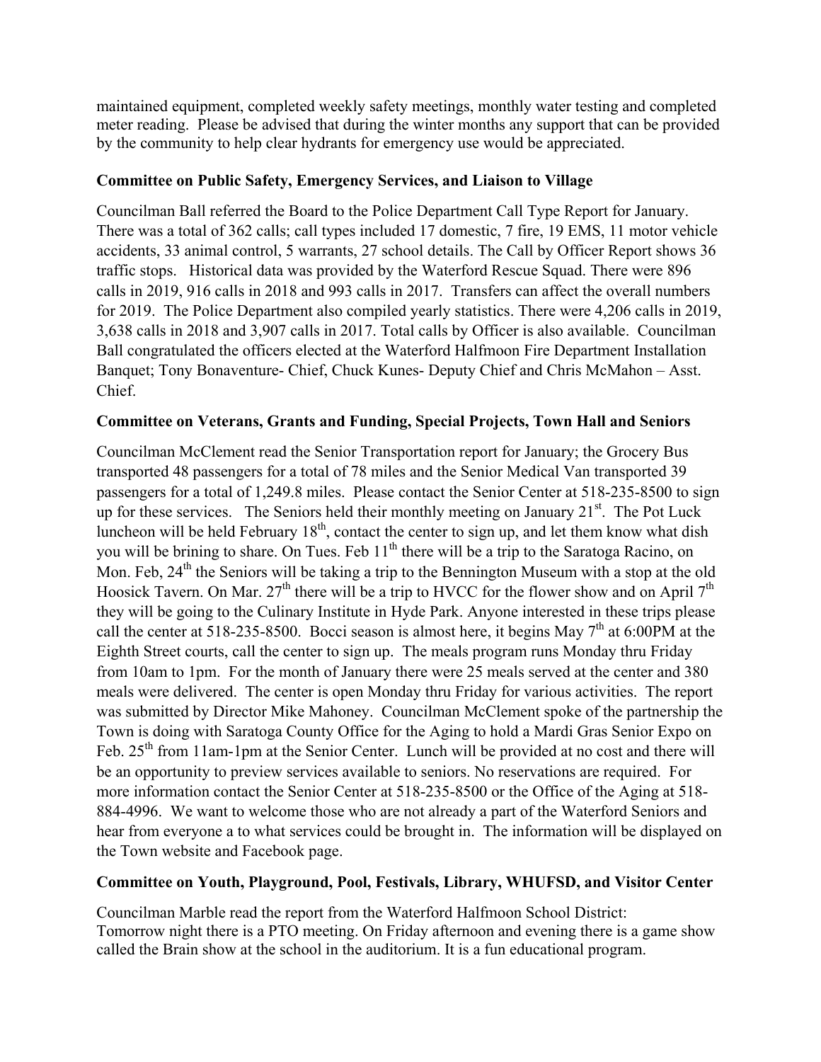maintained equipment, completed weekly safety meetings, monthly water testing and completed meter reading. Please be advised that during the winter months any support that can be provided by the community to help clear hydrants for emergency use would be appreciated.

**Committee on Public Safety, Emergency Services, and Liaison to Village**

Councilman Ball referred the Board to the Police Department Call Type Report for January. There was a total of 362 calls; call types included 17 domestic, 7 fire, 19 EMS, 11 motor vehicle accidents, 33 animal control, 5 warrants, 27 school details. The Call by Officer Report shows 36 traffic stops. Historical data was provided by the Waterford Rescue Squad. There were 896 calls in 2019, 916 calls in 2018 and 993 calls in 2017. Transfers can affect the overall numbers for 2019. The Police Department also compiled yearly statistics. There were 4,206 calls in 2019, 3,638 calls in 2018 and 3,907 calls in 2017. Total calls by Officer is also available. Councilman Ball congratulated the officers elected at the Waterford Halfmoon Fire Department Installation Banquet; Tony Bonaventure- Chief, Chuck Kunes- Deputy Chief and Chris McMahon – Asst. Chief.

**Committee on Veterans, Grants and Funding, Special Projects, Town Hall and Seniors**

Councilman McClement read the Senior Transportation report for January; the Grocery Bus transported 48 passengers for a total of 78 miles and the Senior Medical Van transported 39 passengers for a total of 1,249.8 miles. Please contact the Senior Center at 518-235-8500 to sign up for these services. The Seniors held their monthly meeting on January 21st. The Pot Luck luncheon will be held February 18th, contact the center to sign up, and let them know what dish you will be brining to share. On Tues. Feb 11th there will be a trip to the Saratoga Racino, on Mon. Feb, 24th the Seniors will be taking a trip to the Bennington Museum with a stop at the old Hoosick Tavern. On Mar. 27th there will be a trip to HVCC for the flower show and on April 7th they will be going to the Culinary Institute in Hyde Park. Anyone interested in these trips please call the center at 518-235-8500. Bocci season is almost here, it begins May 7th at 6:00PM at the Eighth Street courts, call the center to sign up. The meals program runs Monday thru Friday from 10am to 1pm. For the month of January there were 25 meals served at the center and 380 meals were delivered. The center is open Monday thru Friday for various activities. The report was submitted by Director Mike Mahoney. Councilman McClement spoke of the partnership the Town is doing with Saratoga County Office for the Aging to hold a Mardi Gras Senior Expo on Feb. 25th from 11am-1pm at the Senior Center. Lunch will be provided at no cost and there will be an opportunity to preview services available to seniors. No reservations are required. For more information contact the Senior Center at 518-235-8500 or the Office of the Aging at 518-884-4996. We want to welcome those who are not already a part of the Waterford Seniors and hear from everyone a to what services could be brought in. The information will be displayed on the Town website and Facebook page.

**Committee on Youth, Playground, Pool, Festivals, Library, WHUFSD, and Visitor Center**

Councilman Marble read the report from the Waterford Halfmoon School District:
Tomorrow night there is a PTO meeting. On Friday afternoon and evening there is a game show called the Brain show at the school in the auditorium. It is a fun educational program.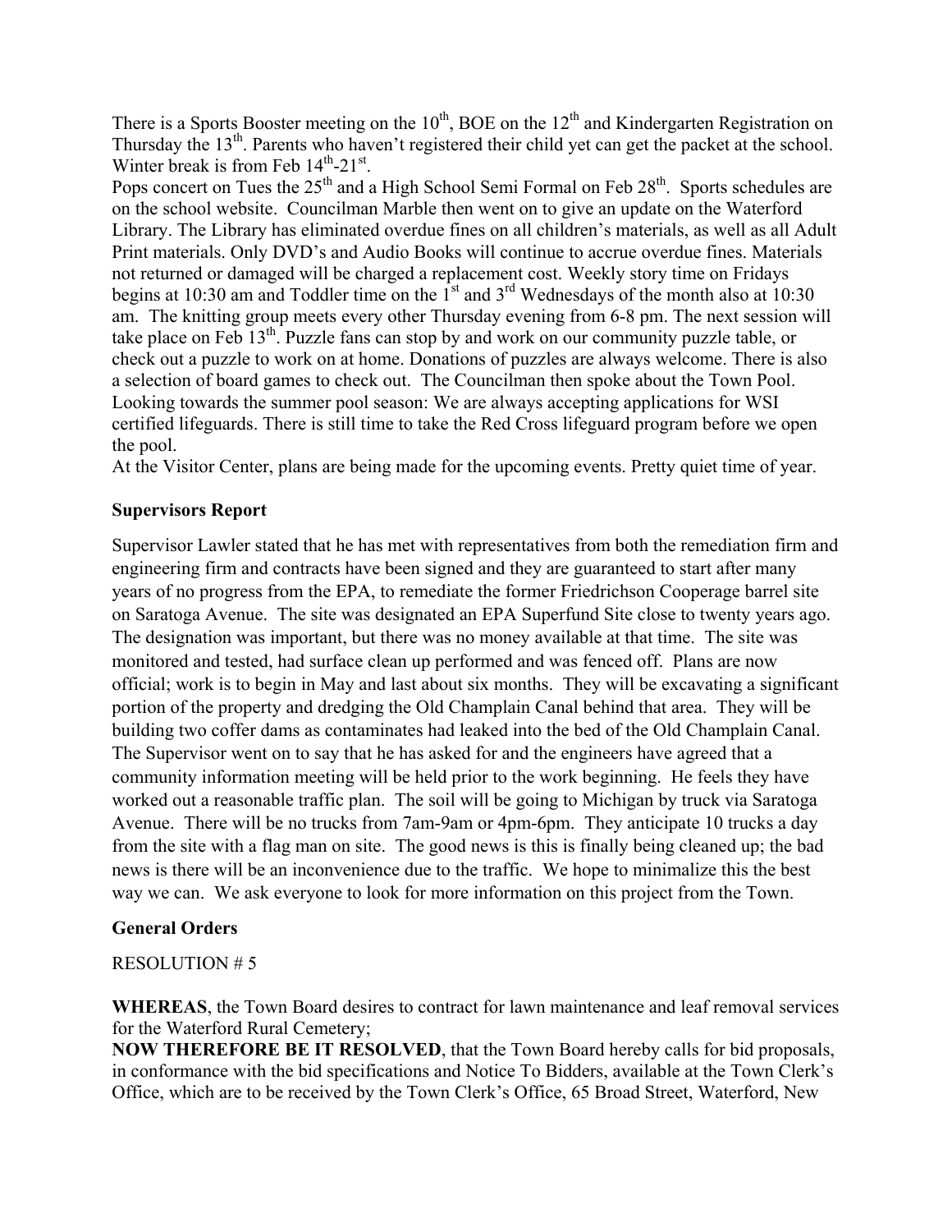There is a Sports Booster meeting on the 10th, BOE on the 12th and Kindergarten Registration on Thursday the 13th. Parents who haven't registered their child yet can get the packet at the school. Winter break is from Feb 14th-21st.

Pops concert on Tues the 25th and a High School Semi Formal on Feb 28th. Sports schedules are on the school website. Councilman Marble then went on to give an update on the Waterford Library. The Library has eliminated overdue fines on all children's materials, as well as all Adult Print materials. Only DVD's and Audio Books will continue to accrue overdue fines. Materials not returned or damaged will be charged a replacement cost. Weekly story time on Fridays begins at 10:30 am and Toddler time on the 1st and 3rd Wednesdays of the month also at 10:30 am. The knitting group meets every other Thursday evening from 6-8 pm. The next session will take place on Feb 13th. Puzzle fans can stop by and work on our community puzzle table, or check out a puzzle to work on at home. Donations of puzzles are always welcome. There is also a selection of board games to check out. The Councilman then spoke about the Town Pool. Looking towards the summer pool season: We are always accepting applications for WSI certified lifeguards. There is still time to take the Red Cross lifeguard program before we open the pool.

At the Visitor Center, plans are being made for the upcoming events. Pretty quiet time of year.

**Supervisors Report**

Supervisor Lawler stated that he has met with representatives from both the remediation firm and engineering firm and contracts have been signed and they are guaranteed to start after many years of no progress from the EPA, to remediate the former Friedrichson Cooperage barrel site on Saratoga Avenue. The site was designated an EPA Superfund Site close to twenty years ago. The designation was important, but there was no money available at that time. The site was monitored and tested, had surface clean up performed and was fenced off. Plans are now official; work is to begin in May and last about six months. They will be excavating a significant portion of the property and dredging the Old Champlain Canal behind that area. They will be building two coffer dams as contaminates had leaked into the bed of the Old Champlain Canal. The Supervisor went on to say that he has asked for and the engineers have agreed that a community information meeting will be held prior to the work beginning. He feels they have worked out a reasonable traffic plan. The soil will be going to Michigan by truck via Saratoga Avenue. There will be no trucks from 7am-9am or 4pm-6pm. They anticipate 10 trucks a day from the site with a flag man on site. The good news is this is finally being cleaned up; the bad news is there will be an inconvenience due to the traffic. We hope to minimalize this the best way we can. We ask everyone to look for more information on this project from the Town.

**General Orders**

RESOLUTION # 5

**WHEREAS**, the Town Board desires to contract for lawn maintenance and leaf removal services for the Waterford Rural Cemetery;

**NOW THEREFORE BE IT RESOLVED**, that the Town Board hereby calls for bid proposals, in conformance with the bid specifications and Notice To Bidders, available at the Town Clerk's Office, which are to be received by the Town Clerk's Office, 65 Broad Street, Waterford, New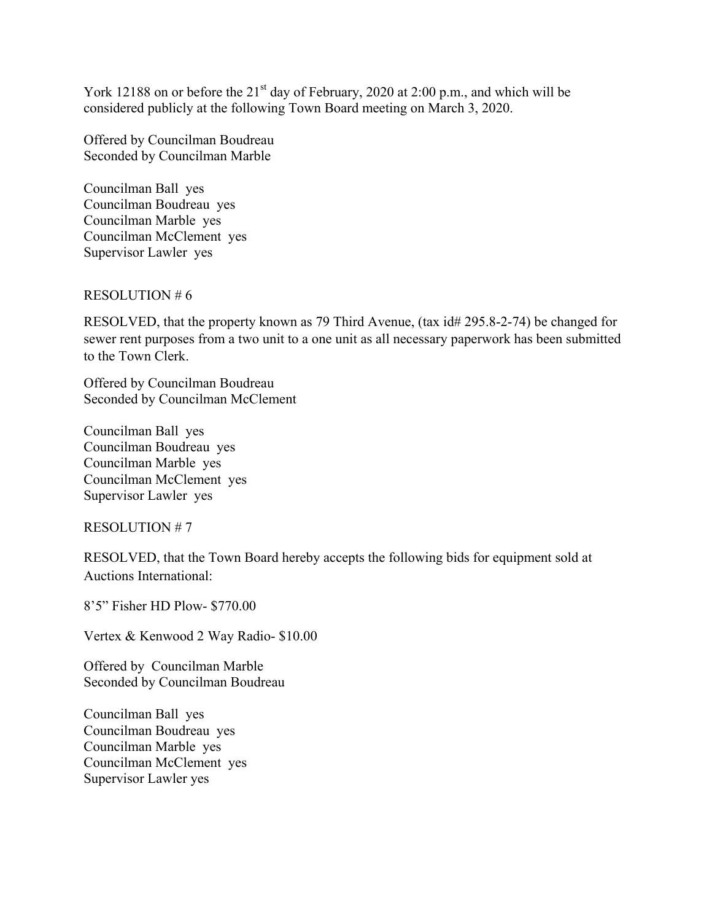York 12188 on or before the 21st day of February, 2020 at 2:00 p.m., and which will be considered publicly at the following Town Board meeting on March 3, 2020.

Offered by Councilman Boudreau
Seconded by Councilman Marble

Councilman Ball yes
Councilman Boudreau yes
Councilman Marble yes
Councilman McClement yes
Supervisor Lawler yes

RESOLUTION # 6

RESOLVED, that the property known as 79 Third Avenue, (tax id# 295.8-2-74) be changed for sewer rent purposes from a two unit to a one unit as all necessary paperwork has been submitted to the Town Clerk.

Offered by Councilman Boudreau
Seconded by Councilman McClement

Councilman Ball yes
Councilman Boudreau yes
Councilman Marble yes
Councilman McClement yes
Supervisor Lawler yes

RESOLUTION # 7

RESOLVED, that the Town Board hereby accepts the following bids for equipment sold at Auctions International:

8'5" Fisher HD Plow- $770.00

Vertex & Kenwood 2 Way Radio- $10.00

Offered by Councilman Marble
Seconded by Councilman Boudreau

Councilman Ball yes
Councilman Boudreau yes
Councilman Marble yes
Councilman McClement yes
Supervisor Lawler yes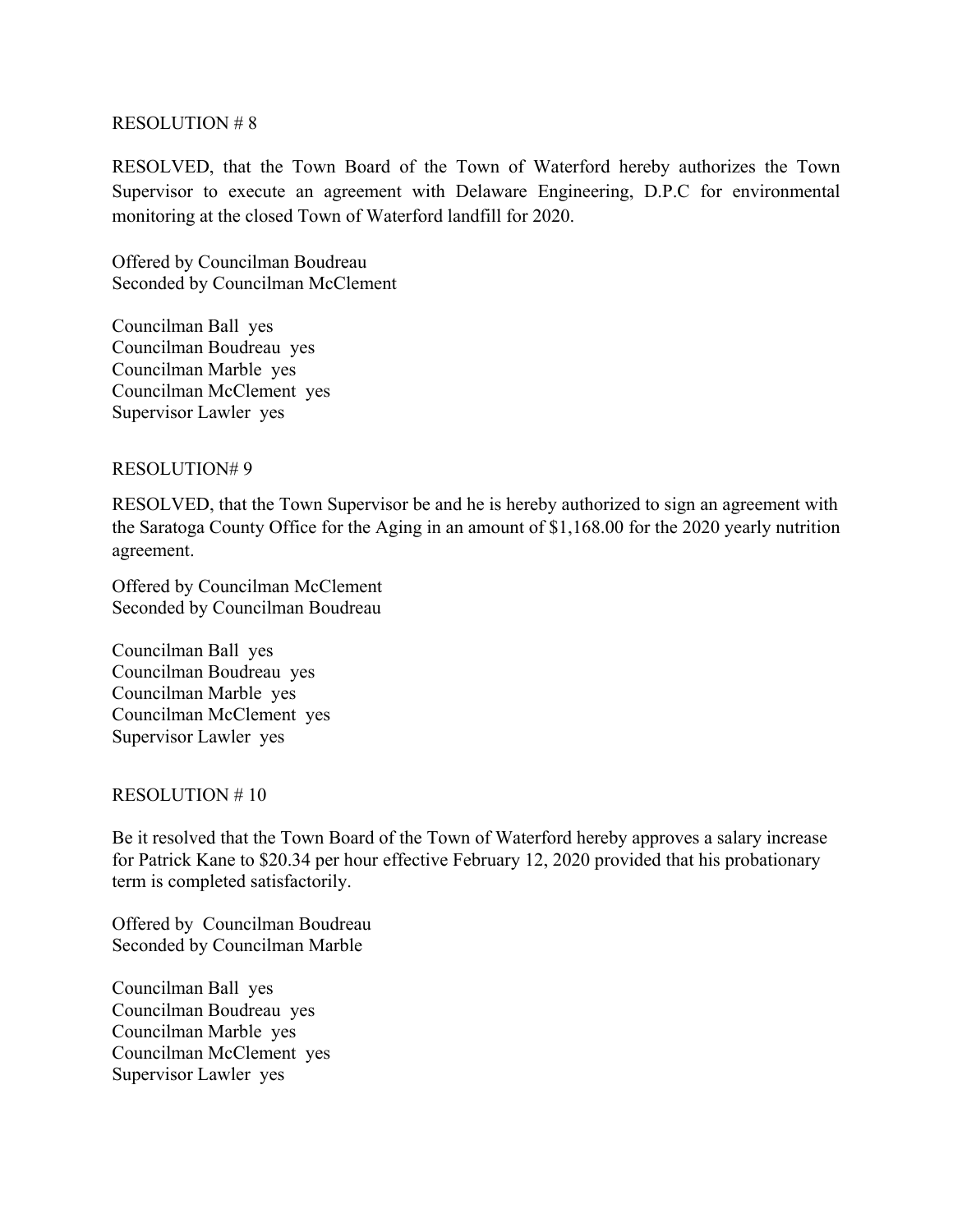RESOLUTION # 8

RESOLVED, that the Town Board of the Town of Waterford hereby authorizes the Town Supervisor to execute an agreement with Delaware Engineering, D.P.C for environmental monitoring at the closed Town of Waterford landfill for 2020.

Offered by Councilman Boudreau
Seconded by Councilman McClement

Councilman Ball yes
Councilman Boudreau yes
Councilman Marble yes
Councilman McClement yes
Supervisor Lawler yes

RESOLUTION# 9

RESOLVED, that the Town Supervisor be and he is hereby authorized to sign an agreement with the Saratoga County Office for the Aging in an amount of $1,168.00 for the 2020 yearly nutrition agreement.

Offered by Councilman McClement
Seconded by Councilman Boudreau

Councilman Ball yes
Councilman Boudreau yes
Councilman Marble yes
Councilman McClement yes
Supervisor Lawler yes

RESOLUTION # 10

Be it resolved that the Town Board of the Town of Waterford hereby approves a salary increase for Patrick Kane to $20.34 per hour effective February 12, 2020 provided that his probationary term is completed satisfactorily.

Offered by Councilman Boudreau
Seconded by Councilman Marble

Councilman Ball yes
Councilman Boudreau yes
Councilman Marble yes
Councilman McClement yes
Supervisor Lawler yes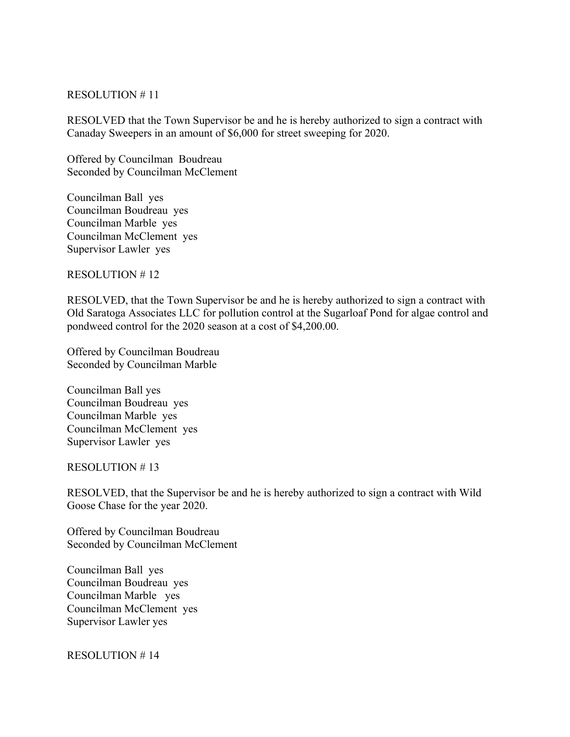RESOLUTION # 11

RESOLVED that the Town Supervisor be and he is hereby authorized to sign a contract with Canaday Sweepers in an amount of $6,000 for street sweeping for 2020.

Offered by Councilman Boudreau
Seconded by Councilman McClement

Councilman Ball yes
Councilman Boudreau yes
Councilman Marble yes
Councilman McClement yes
Supervisor Lawler yes

RESOLUTION # 12

RESOLVED, that the Town Supervisor be and he is hereby authorized to sign a contract with Old Saratoga Associates LLC for pollution control at the Sugarloaf Pond for algae control and pondweed control for the 2020 season at a cost of $4,200.00.

Offered by Councilman Boudreau
Seconded by Councilman Marble

Councilman Ball yes
Councilman Boudreau yes
Councilman Marble yes
Councilman McClement yes
Supervisor Lawler yes

RESOLUTION # 13

RESOLVED, that the Supervisor be and he is hereby authorized to sign a contract with Wild Goose Chase for the year 2020.

Offered by Councilman Boudreau
Seconded by Councilman McClement

Councilman Ball yes
Councilman Boudreau yes
Councilman Marble yes
Councilman McClement yes
Supervisor Lawler yes

RESOLUTION # 14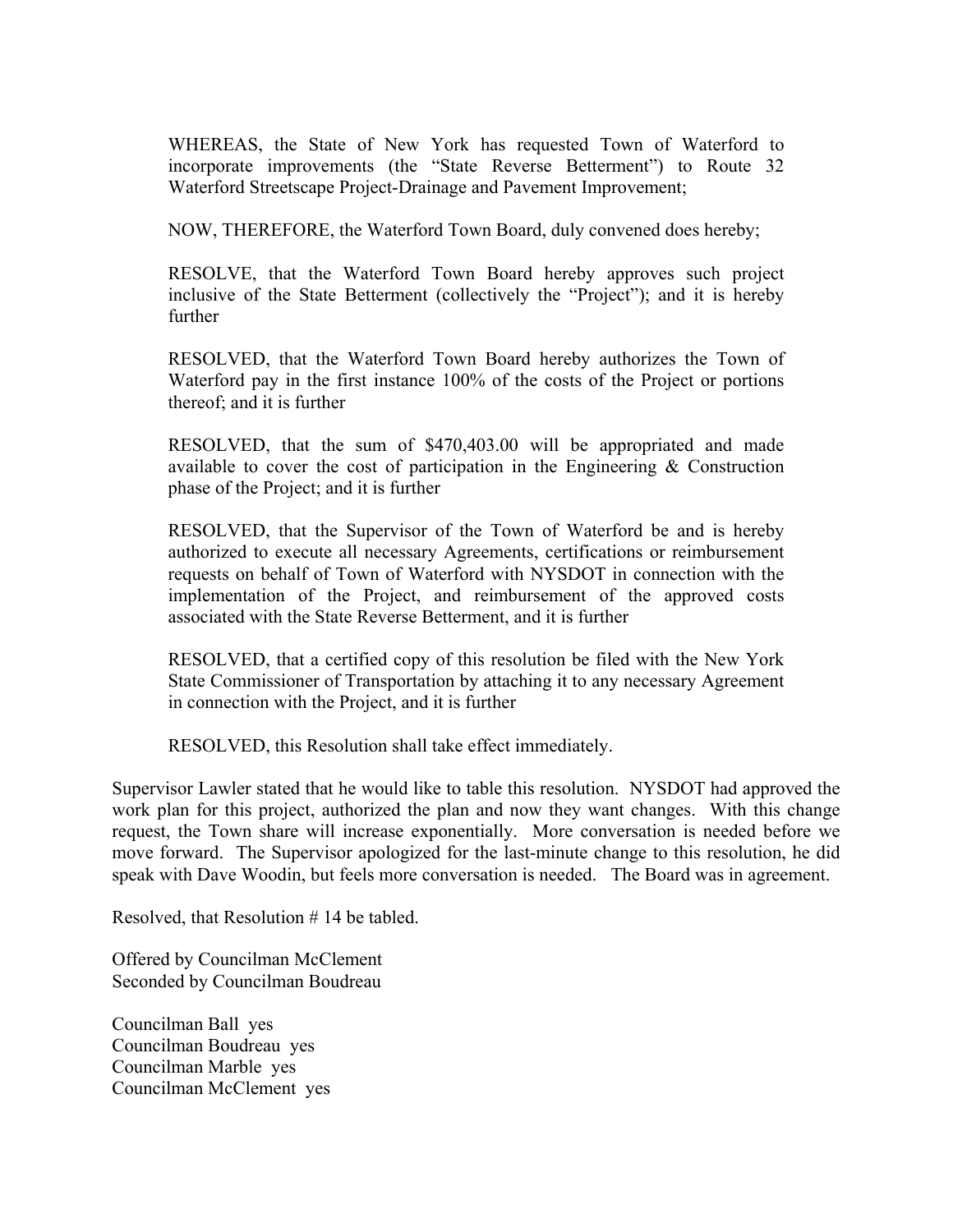WHEREAS, the State of New York has requested Town of Waterford to incorporate improvements (the "State Reverse Betterment") to Route 32 Waterford Streetscape Project-Drainage and Pavement Improvement;

NOW, THEREFORE, the Waterford Town Board, duly convened does hereby;

RESOLVE, that the Waterford Town Board hereby approves such project inclusive of the State Betterment (collectively the "Project"); and it is hereby further

RESOLVED, that the Waterford Town Board hereby authorizes the Town of Waterford pay in the first instance 100% of the costs of the Project or portions thereof; and it is further

RESOLVED, that the sum of $470,403.00 will be appropriated and made available to cover the cost of participation in the Engineering & Construction phase of the Project; and it is further

RESOLVED, that the Supervisor of the Town of Waterford be and is hereby authorized to execute all necessary Agreements, certifications or reimbursement requests on behalf of Town of Waterford with NYSDOT in connection with the implementation of the Project, and reimbursement of the approved costs associated with the State Reverse Betterment, and it is further

RESOLVED, that a certified copy of this resolution be filed with the New York State Commissioner of Transportation by attaching it to any necessary Agreement in connection with the Project, and it is further

RESOLVED, this Resolution shall take effect immediately.

Supervisor Lawler stated that he would like to table this resolution. NYSDOT had approved the work plan for this project, authorized the plan and now they want changes. With this change request, the Town share will increase exponentially. More conversation is needed before we move forward. The Supervisor apologized for the last-minute change to this resolution, he did speak with Dave Woodin, but feels more conversation is needed. The Board was in agreement.

Resolved, that Resolution # 14 be tabled.

Offered by Councilman McClement
Seconded by Councilman Boudreau

Councilman Ball yes
Councilman Boudreau yes
Councilman Marble yes
Councilman McClement yes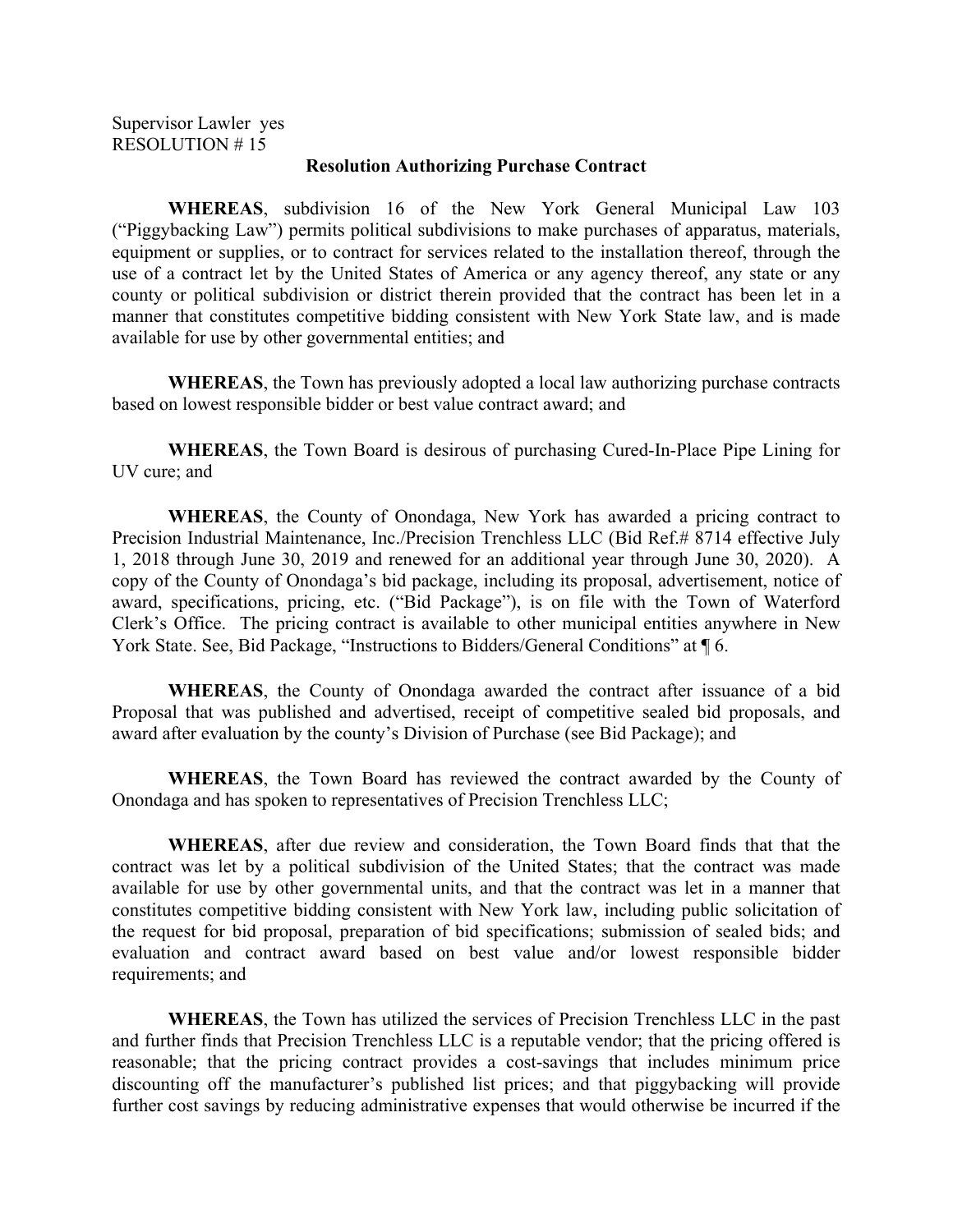Supervisor Lawler yes
RESOLUTION # 15

**Resolution Authorizing Purchase Contract**

**WHEREAS**, subdivision 16 of the New York General Municipal Law 103 ("Piggybacking Law") permits political subdivisions to make purchases of apparatus, materials, equipment or supplies, or to contract for services related to the installation thereof, through the use of a contract let by the United States of America or any agency thereof, any state or any county or political subdivision or district therein provided that the contract has been let in a manner that constitutes competitive bidding consistent with New York State law, and is made available for use by other governmental entities; and

**WHEREAS**, the Town has previously adopted a local law authorizing purchase contracts based on lowest responsible bidder or best value contract award; and

**WHEREAS**, the Town Board is desirous of purchasing Cured-In-Place Pipe Lining for UV cure; and

**WHEREAS**, the County of Onondaga, New York has awarded a pricing contract to Precision Industrial Maintenance, Inc./Precision Trenchless LLC (Bid Ref.# 8714 effective July 1, 2018 through June 30, 2019 and renewed for an additional year through June 30, 2020). A copy of the County of Onondaga's bid package, including its proposal, advertisement, notice of award, specifications, pricing, etc. ("Bid Package"), is on file with the Town of Waterford Clerk's Office. The pricing contract is available to other municipal entities anywhere in New York State. See, Bid Package, "Instructions to Bidders/General Conditions" at ¶ 6.

**WHEREAS**, the County of Onondaga awarded the contract after issuance of a bid Proposal that was published and advertised, receipt of competitive sealed bid proposals, and award after evaluation by the county's Division of Purchase (see Bid Package); and

**WHEREAS**, the Town Board has reviewed the contract awarded by the County of Onondaga and has spoken to representatives of Precision Trenchless LLC;

**WHEREAS**, after due review and consideration, the Town Board finds that that the contract was let by a political subdivision of the United States; that the contract was made available for use by other governmental units, and that the contract was let in a manner that constitutes competitive bidding consistent with New York law, including public solicitation of the request for bid proposal, preparation of bid specifications; submission of sealed bids; and evaluation and contract award based on best value and/or lowest responsible bidder requirements; and

**WHEREAS**, the Town has utilized the services of Precision Trenchless LLC in the past and further finds that Precision Trenchless LLC is a reputable vendor; that the pricing offered is reasonable; that the pricing contract provides a cost-savings that includes minimum price discounting off the manufacturer's published list prices; and that piggybacking will provide further cost savings by reducing administrative expenses that would otherwise be incurred if the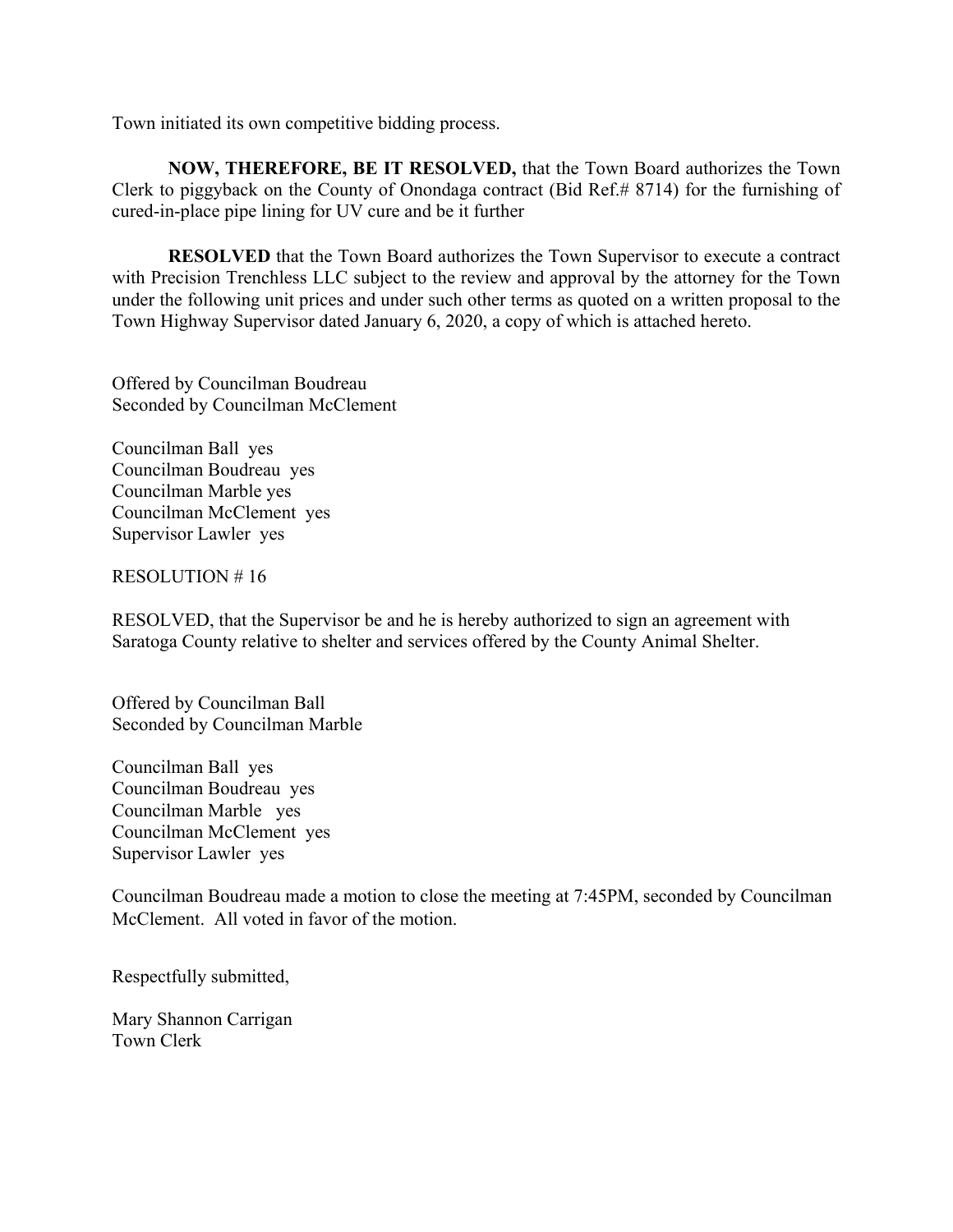Town initiated its own competitive bidding process.

**NOW, THEREFORE, BE IT RESOLVED,** that the Town Board authorizes the Town Clerk to piggyback on the County of Onondaga contract (Bid Ref.# 8714) for the furnishing of cured-in-place pipe lining for UV cure and be it further

**RESOLVED** that the Town Board authorizes the Town Supervisor to execute a contract with Precision Trenchless LLC subject to the review and approval by the attorney for the Town under the following unit prices and under such other terms as quoted on a written proposal to the Town Highway Supervisor dated January 6, 2020, a copy of which is attached hereto.

Offered by Councilman Boudreau
Seconded by Councilman McClement

Councilman Ball yes
Councilman Boudreau yes
Councilman Marble yes
Councilman McClement yes
Supervisor Lawler yes

RESOLUTION # 16

RESOLVED, that the Supervisor be and he is hereby authorized to sign an agreement with Saratoga County relative to shelter and services offered by the County Animal Shelter.

Offered by Councilman Ball
Seconded by Councilman Marble

Councilman Ball yes
Councilman Boudreau yes
Councilman Marble yes
Councilman McClement yes
Supervisor Lawler yes

Councilman Boudreau made a motion to close the meeting at 7:45PM, seconded by Councilman McClement. All voted in favor of the motion.

Respectfully submitted,

Mary Shannon Carrigan
Town Clerk